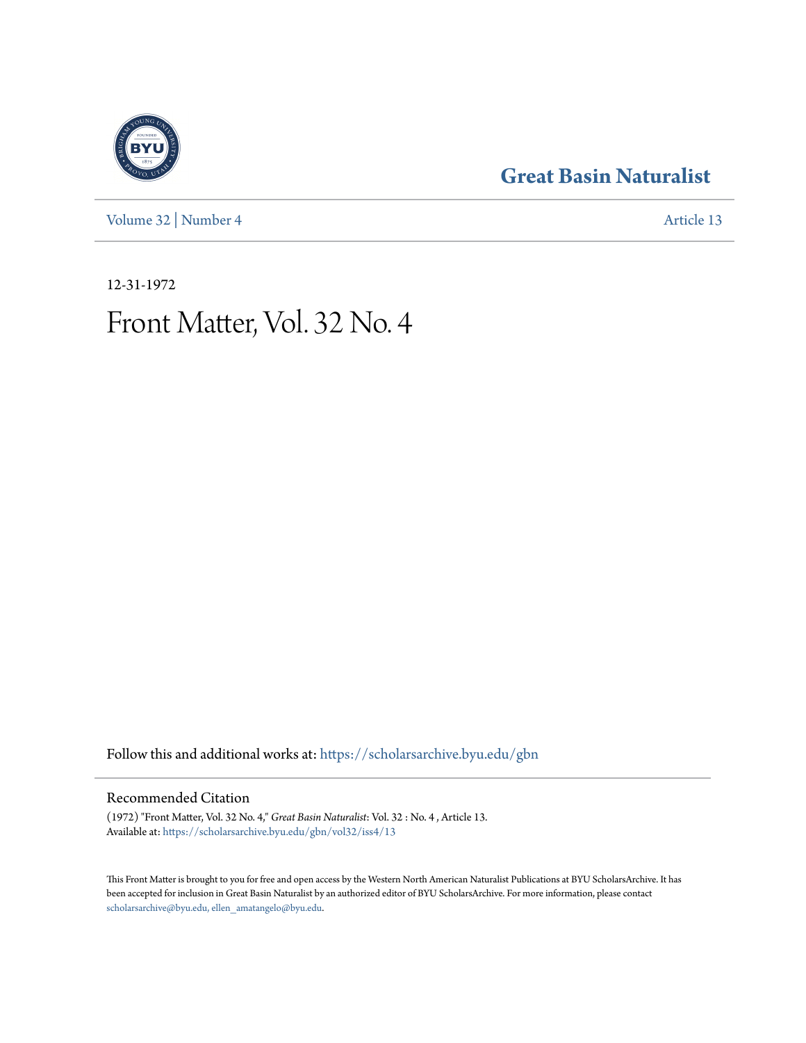## Great Basin Naturalist

Volume 32 | Number 4 Article 13

12-31-1972

# Front Matter, Vol. 32 No. 4

Follow this and additional works at: https://scholarsarchive.byu.edu/gbn

### Recommended Citation

(1972) "Front Matter, Vol. 32 No. 4," *Great Basin Naturalist*: Vol. 32 : No. 4 , Article 13.
Available at: https://scholarsarchive.byu.edu/gbn/vol32/iss4/13

This Front Matter is brought to you for free and open access by the Western North American Naturalist Publications at BYU ScholarsArchive. It has been accepted for inclusion in Great Basin Naturalist by an authorized editor of BYU ScholarsArchive. For more information, please contact scholarsarchive@byu.edu, ellen_amatangelo@byu.edu.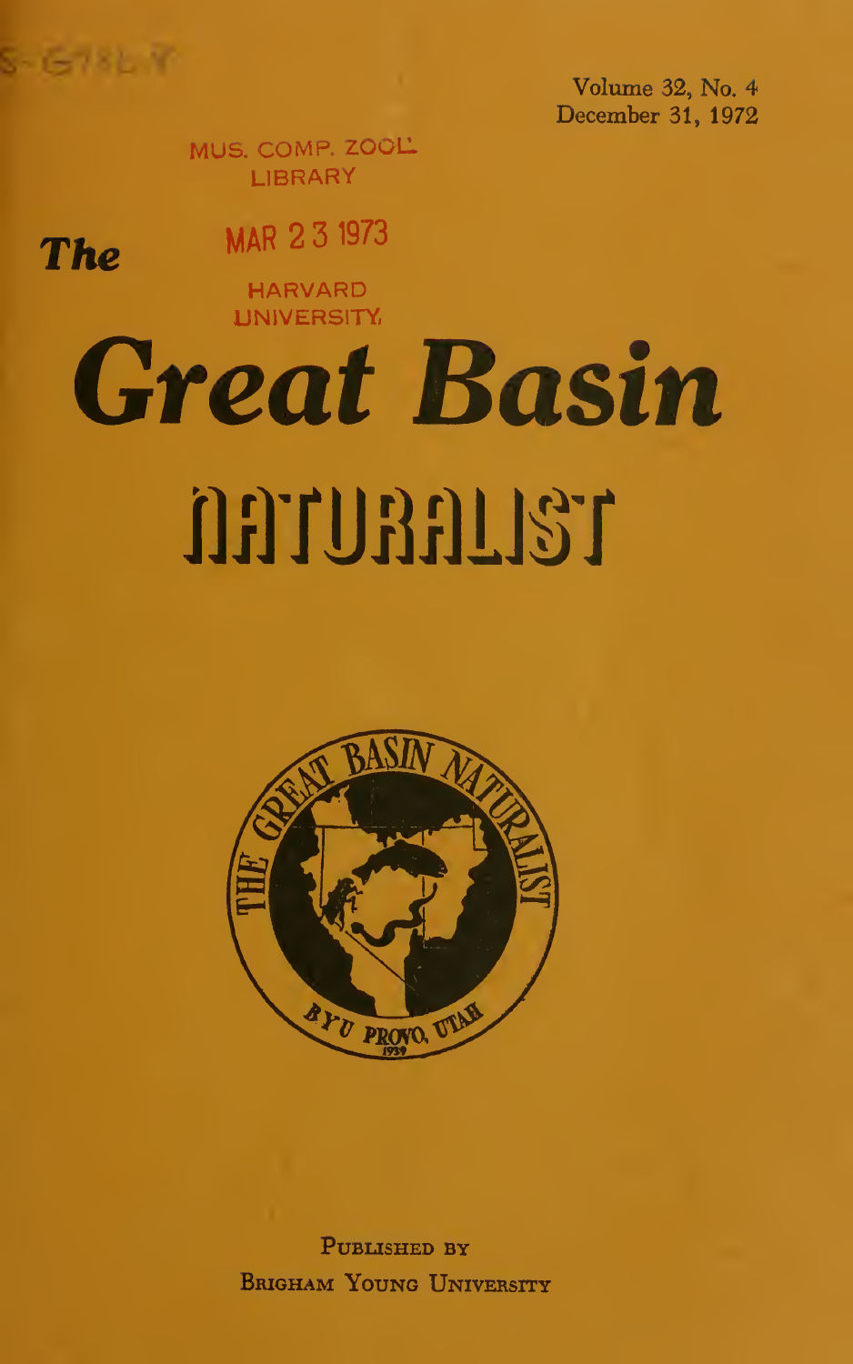S-G78B-Y

Volume 32, No. 4
December 31, 1972

MUS. COMP. ZOOL.
LIBRARY

MAR 23 1973

HARVARD
UNIVERSITY

# The Great Basin NATURALIST

THE GREAT BASIN NATURALIST
BYU PROVO, UTAH
1939

PUBLISHED BY
BRIGHAM YOUNG UNIVERSITY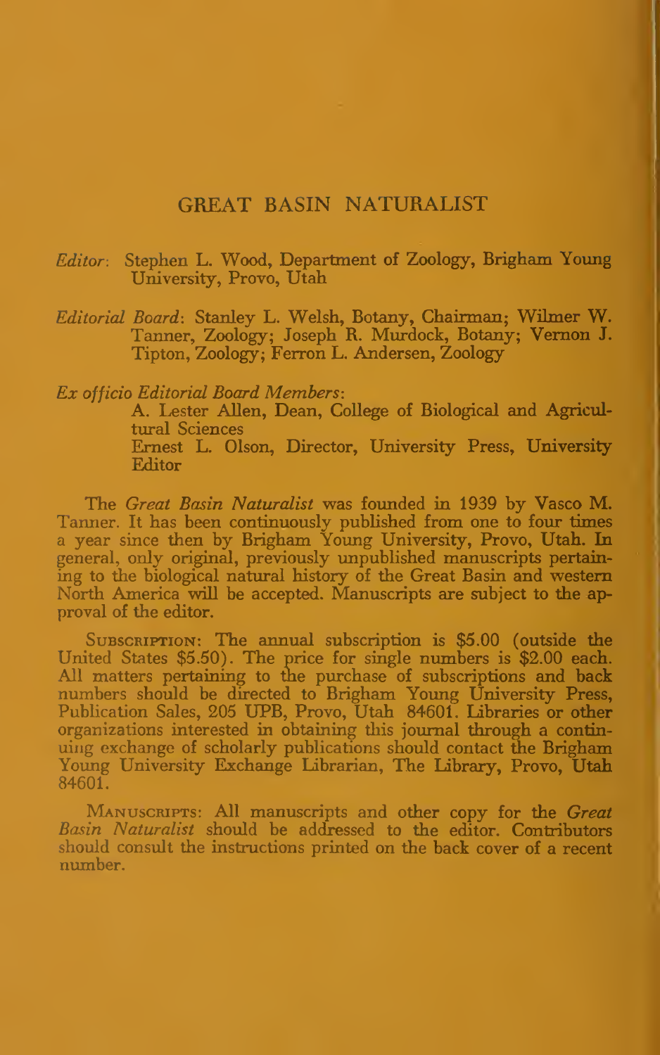# GREAT BASIN NATURALIST

*Editor*: Stephen L. Wood, Department of Zoology, Brigham Young University, Provo, Utah

*Editorial Board*: Stanley L. Welsh, Botany, Chairman; Wilmer W. Tanner, Zoology; Joseph R. Murdock, Botany; Vernon J. Tipton, Zoology; Ferron L. Andersen, Zoology

*Ex officio Editorial Board Members*:

A. Lester Allen, Dean, College of Biological and Agricultural Sciences

Ernest L. Olson, Director, University Press, University Editor

The *Great Basin Naturalist* was founded in 1939 by Vasco M. Tanner. It has been continuously published from one to four times a year since then by Brigham Young University, Provo, Utah. In general, only original, previously unpublished manuscripts pertaining to the biological natural history of the Great Basin and western North America will be accepted. Manuscripts are subject to the approval of the editor.

Subscription: The annual subscription is $5.00 (outside the United States $5.50). The price for single numbers is $2.00 each. All matters pertaining to the purchase of subscriptions and back numbers should be directed to Brigham Young University Press, Publication Sales, 205 UPB, Provo, Utah 84601. Libraries or other organizations interested in obtaining this journal through a continuing exchange of scholarly publications should contact the Brigham Young University Exchange Librarian, The Library, Provo, Utah 84601.

Manuscripts: All manuscripts and other copy for the *Great Basin Naturalist* should be addressed to the editor. Contributors should consult the instructions printed on the back cover of a recent number.